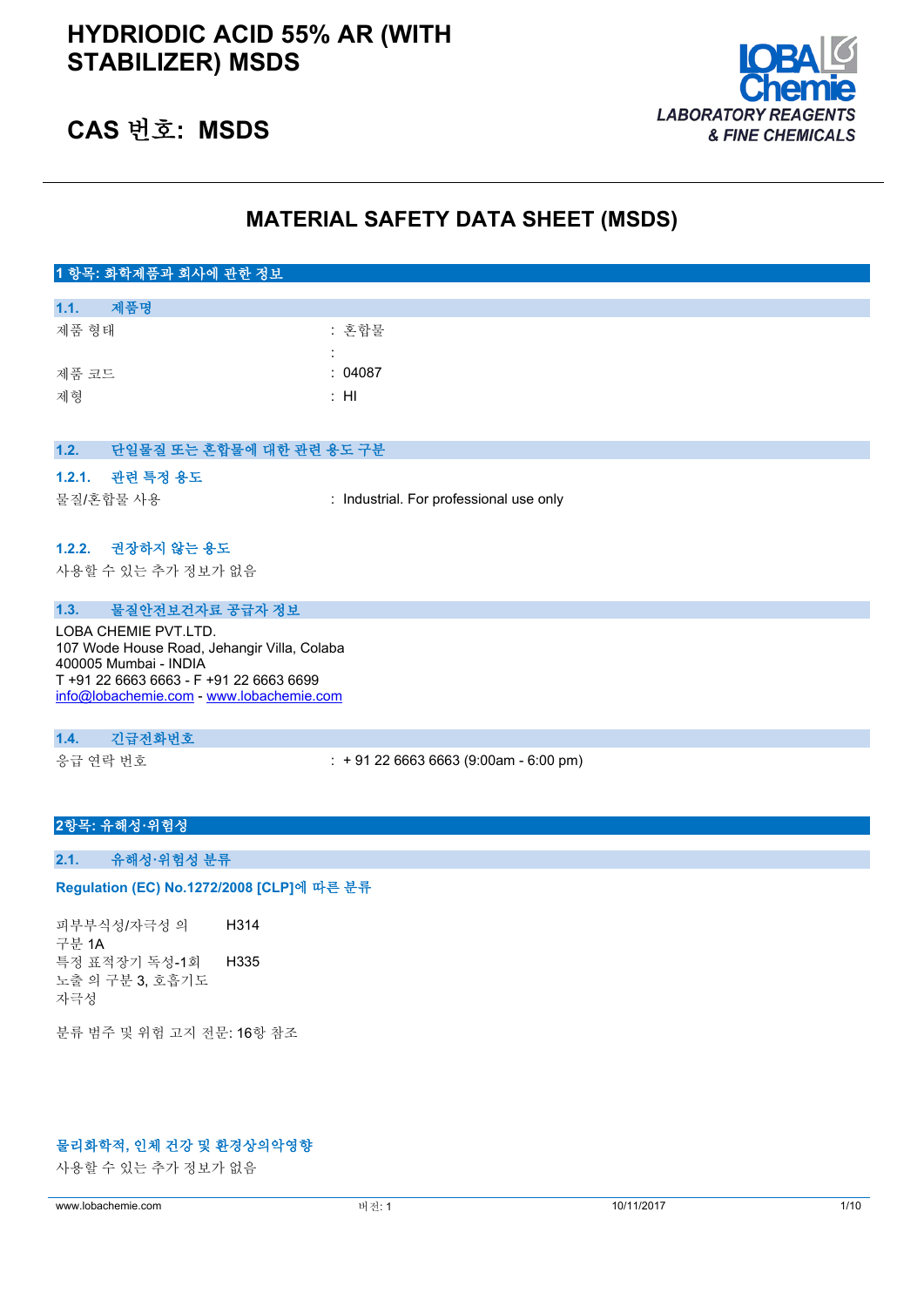# HYDRIODIC ACID 55% AR (WITH STABILIZER) MSDS

## CAS 번호: MSDS

LOBA Chemie — LABORATORY REAGENTS & FINE CHEMICALS

# MATERIAL SAFETY DATA SHEET (MSDS)

## 1 항목: 화학제품과 회사에 관한 정보

### 1.1. 제품명

| | |
|---|---|
| 제품 형태 | : 혼합물 |
| | : |
| 제품 코드 | : 04087 |
| 제형 | : HI |

### 1.2. 단일물질 또는 혼합물에 대한 관련 용도 구분

#### 1.2.1. 관련 특정 용도

| | |
|---|---|
| 물질/혼합물 사용 | : Industrial. For professional use only |

#### 1.2.2. 권장하지 않는 용도

사용할 수 있는 추가 정보가 없음

### 1.3. 물질안전보건자료 공급자 정보

LOBA CHEMIE PVT.LTD.
107 Wode House Road, Jehangir Villa, Colaba
400005 Mumbai - INDIA
T +91 22 6663 6663 - F +91 22 6663 6699
info@lobachemie.com - www.lobachemie.com

### 1.4. 긴급전화번호

| | |
|---|---|
| 응급 연락 번호 | : + 91 22 6663 6663 (9:00am - 6:00 pm) |

## 2항목: 유해성·위험성

### 2.1. 유해성·위험성 분류

**Regulation (EC) No.1272/2008 [CLP]에 따른 분류**

| | |
|---|---|
| 피부부식성/자극성 의 구분 1A | H314 |
| 특정 표적장기 독성-1회 노출 의 구분 3, 호흡기도 자극성 | H335 |

분류 범주 및 위험 고지 전문: 16항 참조

**물리화학적, 인체 건강 및 환경상의악영향**

사용할 수 있는 추가 정보가 없음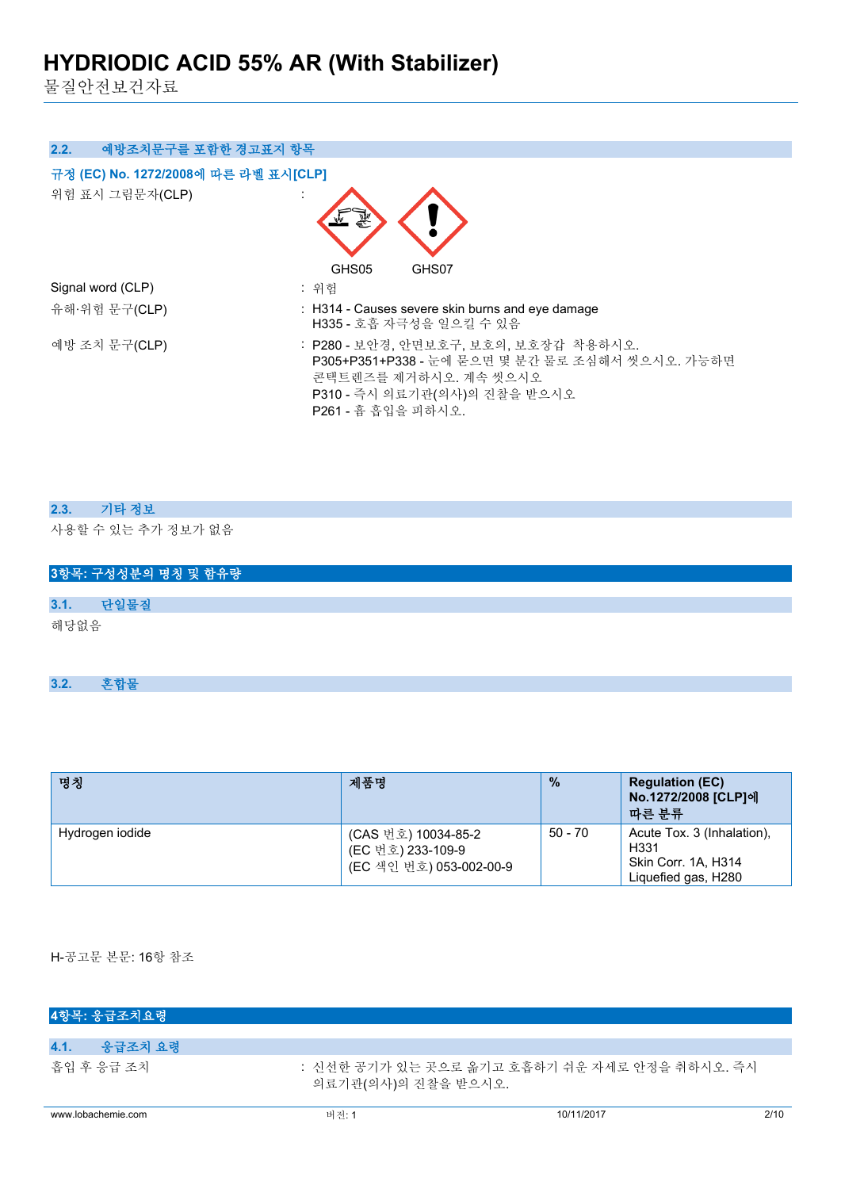### 2.2. 예방조치문구를 포함한 경고표지 항목

**규정 (EC) No. 1272/2008에 따른 라벨 표시[CLP]**

위험 표시 그림문자(CLP) :

GHS05 GHS07

Signal word (CLP) : 위험

유해·위험 문구(CLP) : H314 - Causes severe skin burns and eye damage
H335 - 호흡 자극성을 일으킬 수 있음

예방 조치 문구(CLP) : P280 - 보안경, 안면보호구, 보호의, 보호장갑 착용하시오.
P305+P351+P338 - 눈에 묻으면 몇 분간 물로 조심해서 씻으시오. 가능하면 콘택트렌즈를 제거하시오. 계속 씻으시오
P310 - 즉시 의료기관(의사)의 진찰을 받으시오
P261 - 흄 흡입을 피하시오.

### 2.3. 기타 정보

사용할 수 있는 추가 정보가 없음

## 3항목: 구성성분의 명칭 및 함유량

### 3.1. 단일물질

해당없음

### 3.2. 혼합물

| 명칭 | 제품명 | % | Regulation (EC) No.1272/2008 [CLP]에 따른 분류 |
|---|---|---|---|
| Hydrogen iodide | (CAS 번호) 10034-85-2<br>(EC 번호) 233-109-9<br>(EC 색인 번호) 053-002-00-9 | 50 - 70 | Acute Tox. 3 (Inhalation), H331<br>Skin Corr. 1A, H314<br>Liquefied gas, H280 |

H-공고문 본문: 16항 참조

## 4항목: 응급조치요령

### 4.1. 응급조치 요령

흡입 후 응급 조치 : 신선한 공기가 있는 곳으로 옮기고 호흡하기 쉬운 자세로 안정을 취하시오. 즉시 의료기관(의사)의 진찰을 받으시오.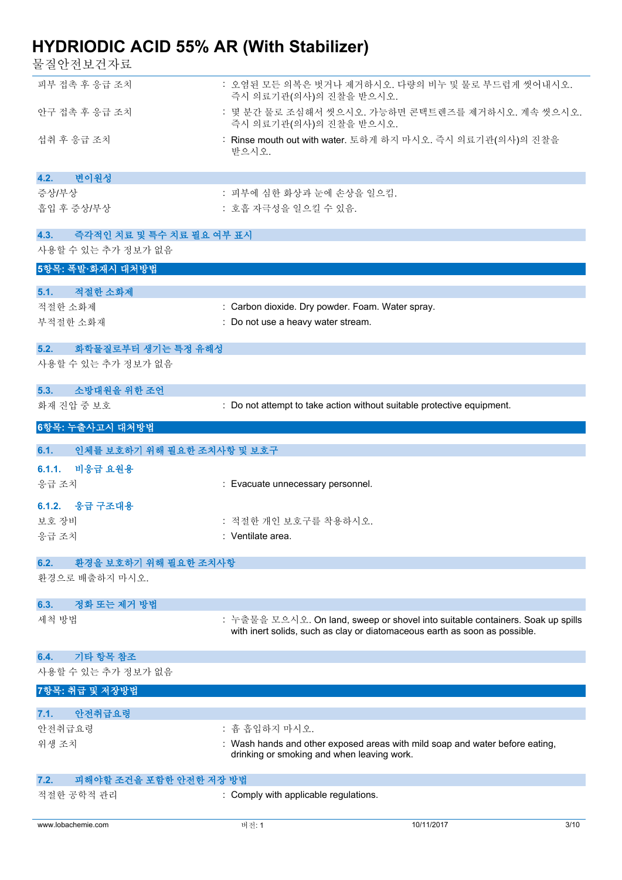| | |
|---|---|
| 피부 접촉 후 응급 조치 | : 오염된 모든 의복은 벗거나 제거하시오. 다량의 비누 및 물로 부드럽게 씻어내시오. 즉시 의료기관(의사)의 진찰을 받으시오. |
| 안구 접촉 후 응급 조치 | : 몇 분간 물로 조심해서 씻으시오. 가능하면 콘택트렌즈를 제거하시오. 계속 씻으시오. 즉시 의료기관(의사)의 진찰을 받으시오. |
| 섭취 후 응급 조치 | : Rinse mouth out with water. 토하게 하지 마시오. 즉시 의료기관(의사)의 진찰을 받으시오. |

### 4.2. 변이원성

| | |
|---|---|
| 증상/부상 | : 피부에 심한 화상과 눈에 손상을 일으킴. |
| 흡입 후 증상/부상 | : 호흡 자극성을 일으킬 수 있음. |

### 4.3. 즉각적인 치료 및 특수 치료 필요 여부 표시

사용할 수 있는 추가 정보가 없음

## 5항목: 폭발·화재시 대처방법

### 5.1. 적절한 소화제

| | |
|---|---|
| 적절한 소화재 | : Carbon dioxide. Dry powder. Foam. Water spray. |
| 부적절한 소화재 | : Do not use a heavy water stream. |

### 5.2. 화학물질로부터 생기는 특정 유해성

사용할 수 있는 추가 정보가 없음

### 5.3. 소방대원을 위한 조언

| | |
|---|---|
| 화재 진압 중 보호 | : Do not attempt to take action without suitable protective equipment. |

## 6항목: 누출사고시 대처방법

### 6.1. 인체를 보호하기 위해 필요한 조치사항 및 보호구

#### 6.1.1. 비응급 요원용

| | |
|---|---|
| 응급 조치 | : Evacuate unnecessary personnel. |

#### 6.1.2. 응급 구조대용

| | |
|---|---|
| 보호 장비 | : 적절한 개인 보호구를 착용하시오. |
| 응급 조치 | : Ventilate area. |

### 6.2. 환경을 보호하기 위해 필요한 조치사항

환경으로 배출하지 마시오.

### 6.3. 정화 또는 제거 방법

| | |
|---|---|
| 세척 방법 | : 누출물을 모으시오. On land, sweep or shovel into suitable containers. Soak up spills with inert solids, such as clay or diatomaceous earth as soon as possible. |

### 6.4. 기타 항목 참조

사용할 수 있는 추가 정보가 없음

## 7항목: 취급 및 저장방법

### 7.1. 안전취급요령

| | |
|---|---|
| 안전취급요령 | : 흄 흡입하지 마시오. |
| 위생 조치 | : Wash hands and other exposed areas with mild soap and water before eating, drinking or smoking and when leaving work. |

### 7.2. 피해야할 조건을 포함한 안전한 저장 방법

| | |
|---|---|
| 적절한 공학적 관리 | : Comply with applicable regulations. |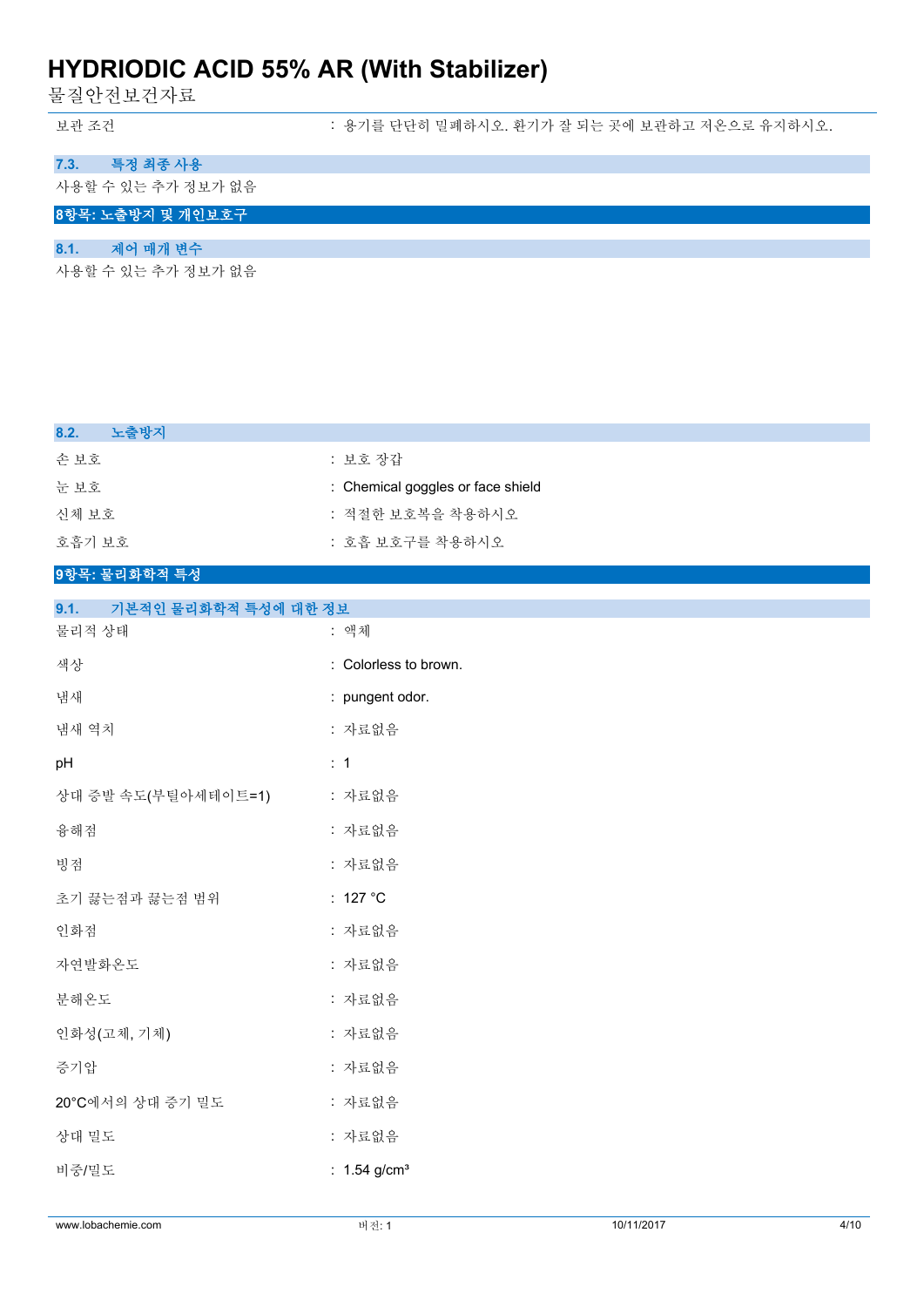| | |
|---|---|
| 보관 조건 | : 용기를 단단히 밀폐하시오. 환기가 잘 되는 곳에 보관하고 저온으로 유지하시오. |

### 7.3. 특정 최종 사용

사용할 수 있는 추가 정보가 없음

## 8항목: 노출방지 및 개인보호구

### 8.1. 제어 매개 변수

사용할 수 있는 추가 정보가 없음

### 8.2. 노출방지

| | |
|---|---|
| 손 보호 | : 보호 장갑 |
| 눈 보호 | : Chemical goggles or face shield |
| 신체 보호 | : 적절한 보호복을 착용하시오 |
| 호흡기 보호 | : 호흡 보호구를 착용하시오 |

## 9항목: 물리화학적 특성

### 9.1. 기본적인 물리화학적 특성에 대한 정보

| | |
|---|---|
| 물리적 상태 | : 액체 |
| 색상 | : Colorless to brown. |
| 냄새 | : pungent odor. |
| 냄새 역치 | : 자료없음 |
| pH | : 1 |
| 상대 증발 속도(부틸아세테이트=1) | : 자료없음 |
| 융해점 | : 자료없음 |
| 빙점 | : 자료없음 |
| 초기 끓는점과 끓는점 범위 | : 127 °C |
| 인화점 | : 자료없음 |
| 자연발화온도 | : 자료없음 |
| 분해온도 | : 자료없음 |
| 인화성(고체, 기체) | : 자료없음 |
| 증기압 | : 자료없음 |
| 20°C에서의 상대 증기 밀도 | : 자료없음 |
| 상대 밀도 | : 자료없음 |
| 비중/밀도 | : 1.54 g/cm³ |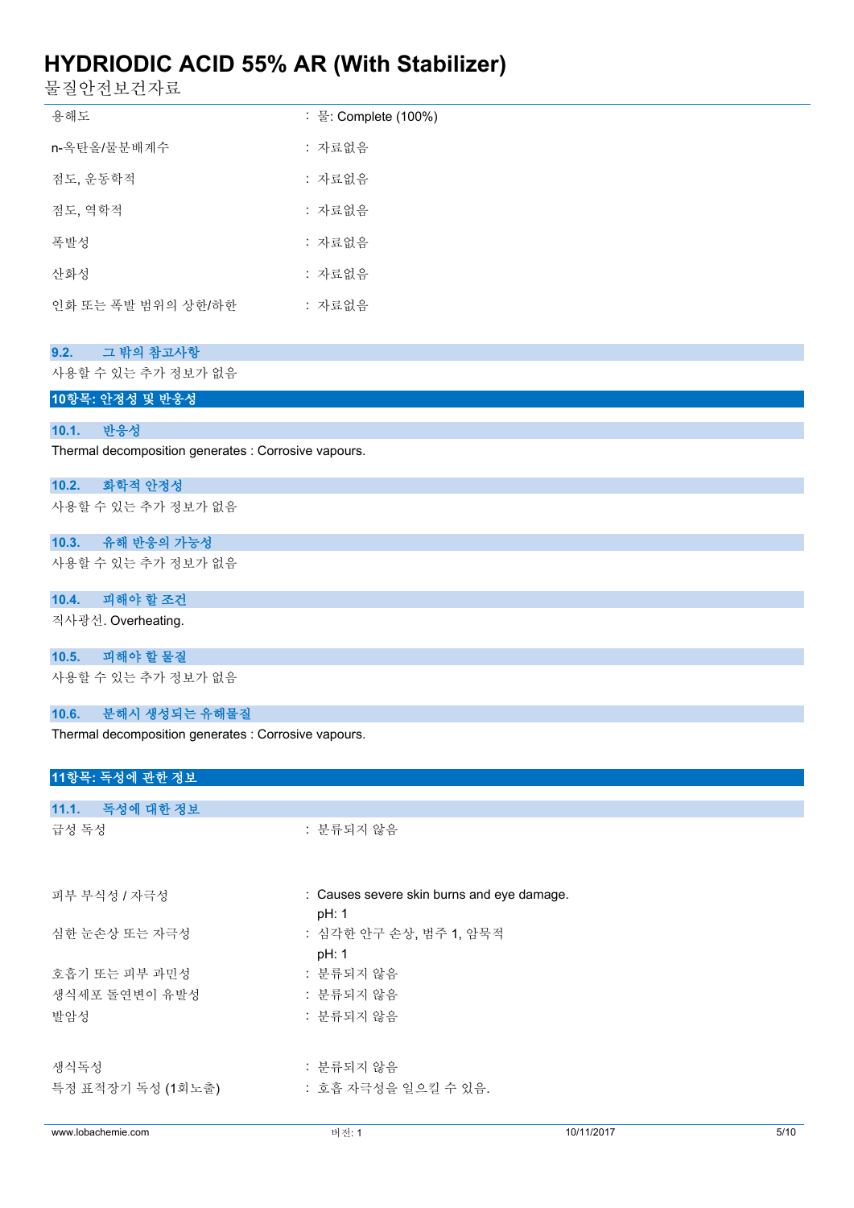| | |
|---|---|
| 용해도 | : 물: Complete (100%) |
| n-옥탄올/물분배계수 | : 자료없음 |
| 점도, 운동학적 | : 자료없음 |
| 점도, 역학적 | : 자료없음 |
| 폭발성 | : 자료없음 |
| 산화성 | : 자료없음 |
| 인화 또는 폭발 범위의 상한/하한 | : 자료없음 |

### 9.2. 그 밖의 참고사항

사용할 수 있는 추가 정보가 없음

## 10항목: 안정성 및 반응성

### 10.1. 반응성

Thermal decomposition generates : Corrosive vapours.

### 10.2. 화학적 안정성

사용할 수 있는 추가 정보가 없음

### 10.3. 유해 반응의 가능성

사용할 수 있는 추가 정보가 없음

### 10.4. 피해야 할 조건

직사광선. Overheating.

### 10.5. 피해야 할 물질

사용할 수 있는 추가 정보가 없음

### 10.6. 분해시 생성되는 유해물질

Thermal decomposition generates : Corrosive vapours.

## 11항목: 독성에 관한 정보

### 11.1. 독성에 대한 정보

| | |
|---|---|
| 급성 독성 | : 분류되지 않음 |
| 피부 부식성 / 자극성 | : Causes severe skin burns and eye damage.<br>pH: 1 |
| 심한 눈손상 또는 자극성 | : 심각한 안구 손상, 범주 1, 암묵적<br>pH: 1 |
| 호흡기 또는 피부 과민성 | : 분류되지 않음 |
| 생식세포 돌연변이 유발성 | : 분류되지 않음 |
| 발암성 | : 분류되지 않음 |
| 생식독성 | : 분류되지 않음 |
| 특정 표적장기 독성 (1회노출) | : 호흡 자극성을 일으킬 수 있음. |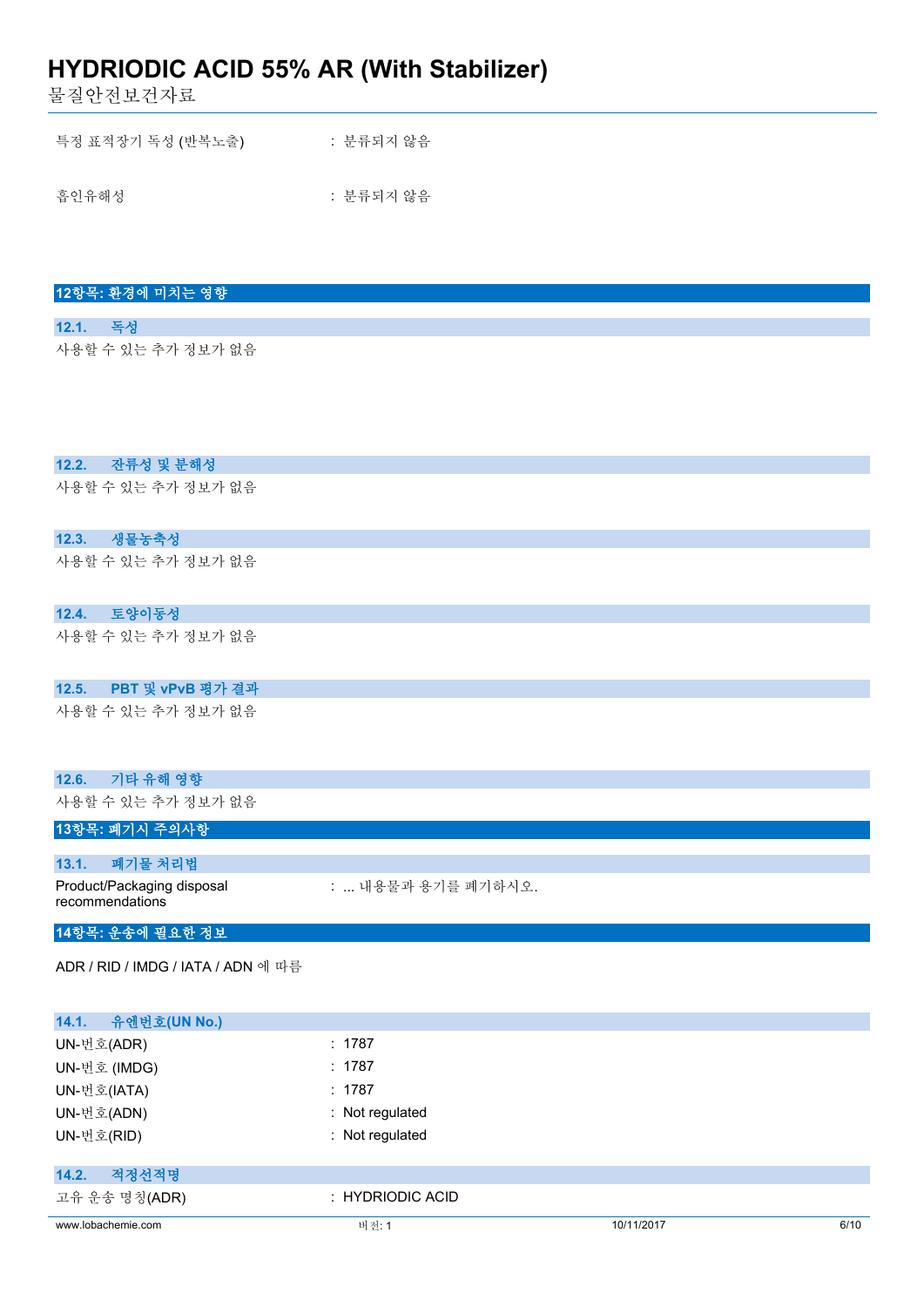특정 표적장기 독성 (반복노출) : 분류되지 않음

흡인유해성 : 분류되지 않음

## 12항목: 환경에 미치는 영향

### 12.1. 독성

사용할 수 있는 추가 정보가 없음

### 12.2. 잔류성 및 분해성

사용할 수 있는 추가 정보가 없음

### 12.3. 생물농축성

사용할 수 있는 추가 정보가 없음

### 12.4. 토양이동성

사용할 수 있는 추가 정보가 없음

### 12.5. PBT 및 vPvB 평가 결과

사용할 수 있는 추가 정보가 없음

### 12.6. 기타 유해 영향

사용할 수 있는 추가 정보가 없음

## 13항목: 폐기시 주의사항

### 13.1. 폐기물 처리법

Product/Packaging disposal recommendations : ... 내용물과 용기를 폐기하시오.

## 14항목: 운송에 필요한 정보

ADR / RID / IMDG / IATA / ADN 에 따름

### 14.1. 유엔번호(UN No.)

| | |
|---|---|
| UN-번호(ADR) | : 1787 |
| UN-번호 (IMDG) | : 1787 |
| UN-번호(IATA) | : 1787 |
| UN-번호(ADN) | : Not regulated |
| UN-번호(RID) | : Not regulated |

### 14.2. 적정선적명

고유 운송 명칭(ADR) : HYDRIODIC ACID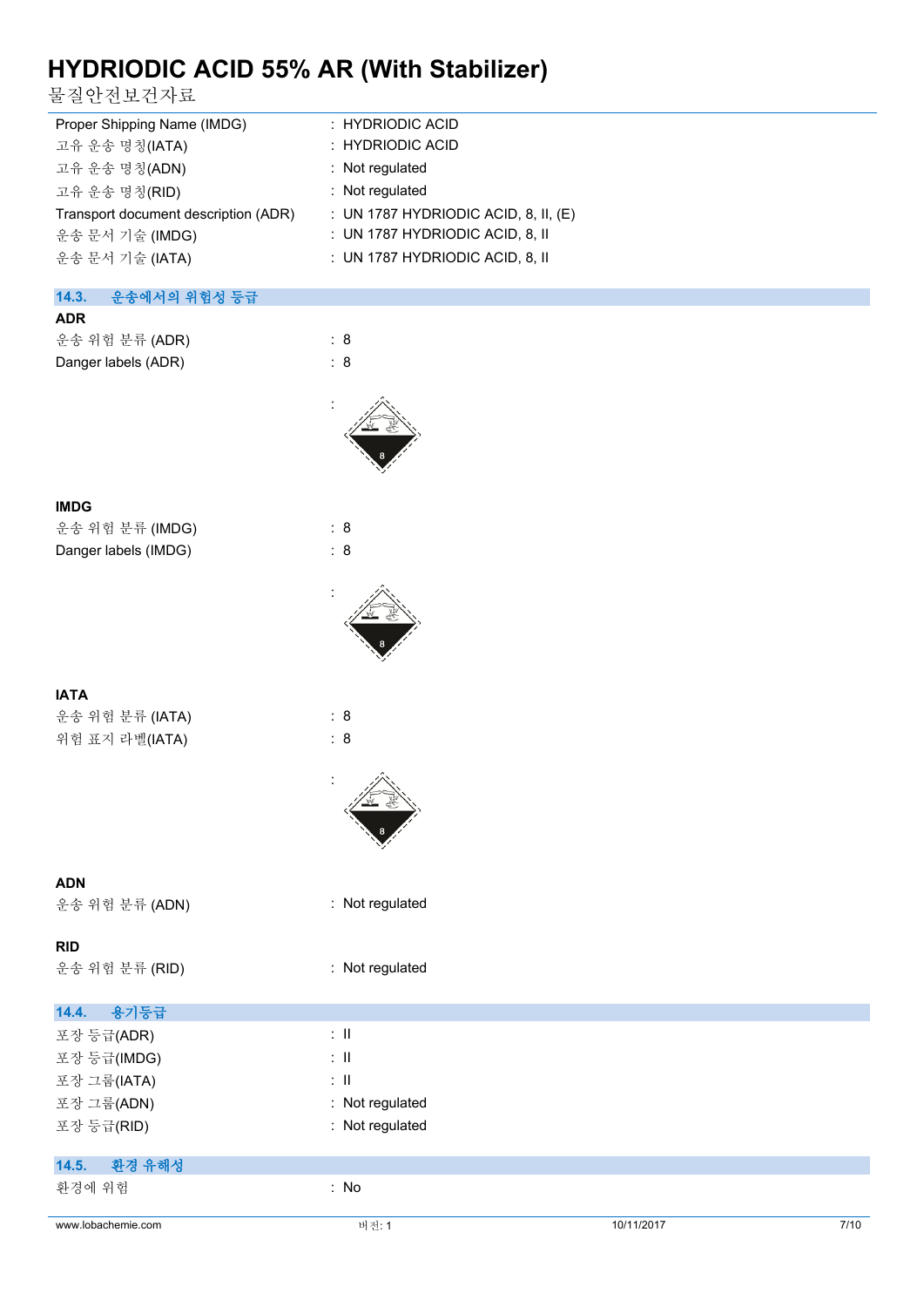| | |
|---|---|
| Proper Shipping Name (IMDG) | : HYDRIODIC ACID |
| 고유 운송 명칭(IATA) | : HYDRIODIC ACID |
| 고유 운송 명칭(ADN) | : Not regulated |
| 고유 운송 명칭(RID) | : Not regulated |
| Transport document description (ADR) | : UN 1787 HYDRIODIC ACID, 8, II, (E) |
| 운송 문서 기술 (IMDG) | : UN 1787 HYDRIODIC ACID, 8, II |
| 운송 문서 기술 (IATA) | : UN 1787 HYDRIODIC ACID, 8, II |

## 14.3. 운송에서의 위험성 등급

**ADR**

| | |
|---|---|
| 운송 위험 분류 (ADR) | : 8 |
| Danger labels (ADR) | : 8 |
| | : |

**IMDG**

| | |
|---|---|
| 운송 위험 분류 (IMDG) | : 8 |
| Danger labels (IMDG) | : 8 |
| | : |

**IATA**

| | |
|---|---|
| 운송 위험 분류 (IATA) | : 8 |
| 위험 표지 라벨(IATA) | : 8 |
| | : |

**ADN**

| | |
|---|---|
| 운송 위험 분류 (ADN) | : Not regulated |

**RID**

| | |
|---|---|
| 운송 위험 분류 (RID) | : Not regulated |

## 14.4. 용기등급

| | |
|---|---|
| 포장 등급(ADR) | : II |
| 포장 등급(IMDG) | : II |
| 포장 그룹(IATA) | : II |
| 포장 그룹(ADN) | : Not regulated |
| 포장 등급(RID) | : Not regulated |

## 14.5. 환경 유해성

| | |
|---|---|
| 환경에 위험 | : No |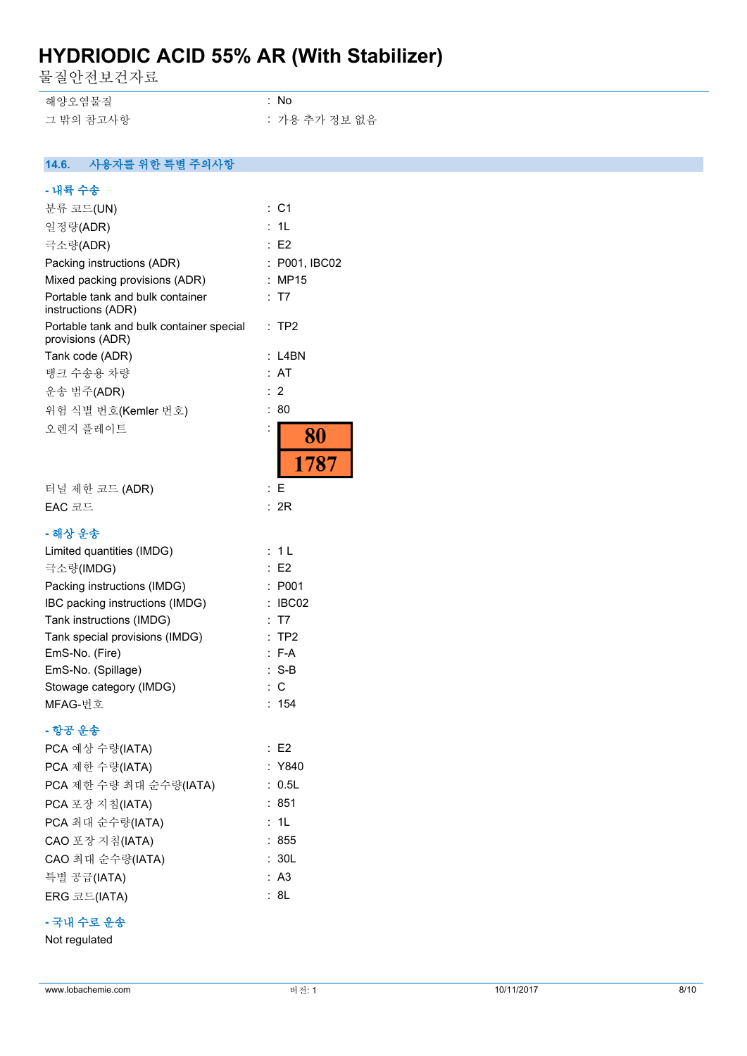| | |
|---|---|
| 해양오염물질 | : No |
| 그 밖의 참고사항 | : 가용 추가 정보 없음 |

## 14.6. 사용자를 위한 특별 주의사항

**- 내륙 수송**

| | |
|---|---|
| 분류 코드(UN) | : C1 |
| 일정량(ADR) | : 1L |
| 극소량(ADR) | : E2 |
| Packing instructions (ADR) | : P001, IBC02 |
| Mixed packing provisions (ADR) | : MP15 |
| Portable tank and bulk container instructions (ADR) | : T7 |
| Portable tank and bulk container special provisions (ADR) | : TP2 |
| Tank code (ADR) | : L4BN |
| 탱크 수송용 차량 | : AT |
| 운송 범주(ADR) | : 2 |
| 위험 식별 번호(Kemler 번호) | : 80 |
| 오렌지 플레이트 | : 80 / 1787 |
| 터널 제한 코드 (ADR) | : E |
| EAC 코드 | : 2R |

**- 해상 운송**

| | |
|---|---|
| Limited quantities (IMDG) | : 1 L |
| 극소량(IMDG) | : E2 |
| Packing instructions (IMDG) | : P001 |
| IBC packing instructions (IMDG) | : IBC02 |
| Tank instructions (IMDG) | : T7 |
| Tank special provisions (IMDG) | : TP2 |
| EmS-No. (Fire) | : F-A |
| EmS-No. (Spillage) | : S-B |
| Stowage category (IMDG) | : C |
| MFAG-번호 | : 154 |

**- 항공 운송**

| | |
|---|---|
| PCA 예상 수량(IATA) | : E2 |
| PCA 제한 수량(IATA) | : Y840 |
| PCA 제한 수량 최대 순수량(IATA) | : 0.5L |
| PCA 포장 지침(IATA) | : 851 |
| PCA 최대 순수량(IATA) | : 1L |
| CAO 포장 지침(IATA) | : 855 |
| CAO 최대 순수량(IATA) | : 30L |
| 특별 공급(IATA) | : A3 |
| ERG 코드(IATA) | : 8L |

**- 국내 수로 운송**

Not regulated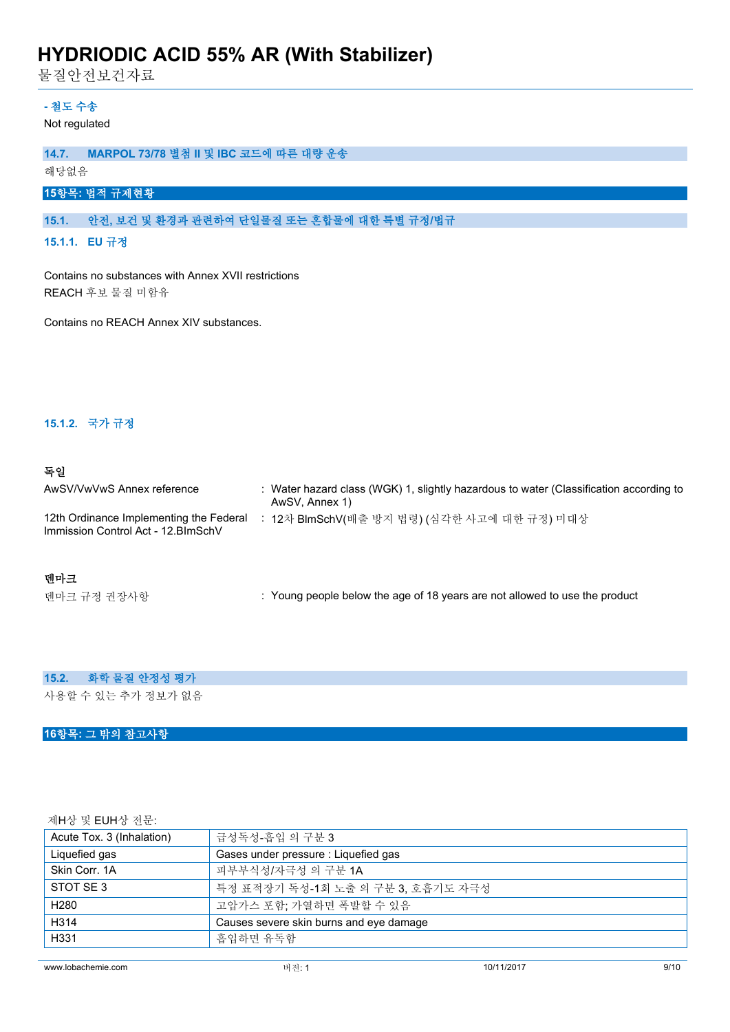**- 철도 수송**

Not regulated

### 14.7. MARPOL 73/78 별첨 II 및 IBC 코드에 따른 대량 운송

해당없음

## 15항목: 법적 규제현황

### 15.1. 안전, 보건 및 환경과 관련하여 단일물질 또는 혼합물에 대한 특별 규정/법규

#### 15.1.1. EU 규정

Contains no substances with Annex XVII restrictions
REACH 후보 물질 미함유

Contains no REACH Annex XIV substances.

#### 15.1.2. 국가 규정

**독일**

| | |
|---|---|
| AwSV/VwVwS Annex reference | : Water hazard class (WGK) 1, slightly hazardous to water (Classification according to AwSV, Annex 1) |
| 12th Ordinance Implementing the Federal Immission Control Act - 12.BImSchV | : 12차 BImSchV(배출 방지 법령) (심각한 사고에 대한 규정) 미대상 |

**덴마크**

| | |
|---|---|
| 덴마크 규정 권장사항 | : Young people below the age of 18 years are not allowed to use the product |

### 15.2. 화학 물질 안정성 평가

사용할 수 있는 추가 정보가 없음

## 16항목: 그 밖의 참고사항

제H상 및 EUH상 전문:

| | |
|---|---|
| Acute Tox. 3 (Inhalation) | 급성독성-흡입 의 구분 3 |
| Liquefied gas | Gases under pressure : Liquefied gas |
| Skin Corr. 1A | 피부부식성/자극성 의 구분 1A |
| STOT SE 3 | 특정 표적장기 독성-1회 노출 의 구분 3, 호흡기도 자극성 |
| H280 | 고압가스 포함; 가열하면 폭발할 수 있음 |
| H314 | Causes severe skin burns and eye damage |
| H331 | 흡입하면 유독함 |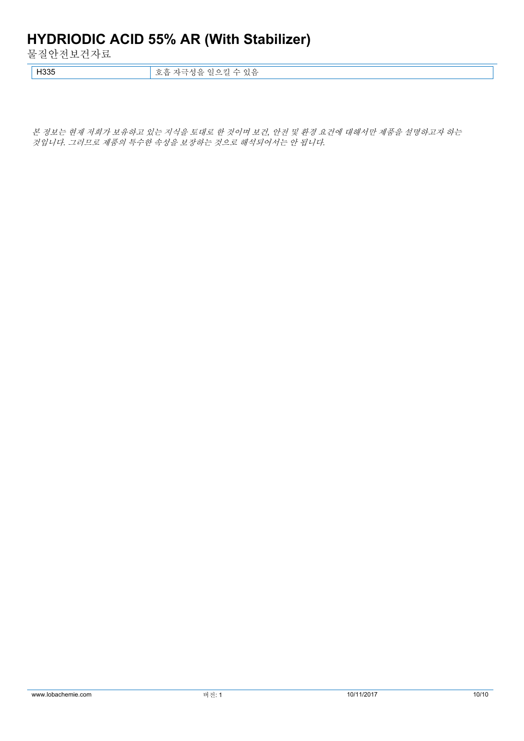| | |
|---|---|
| H335 | 호흡 자극성을 일으킬 수 있음 |

*본 정보는 현재 저희가 보유하고 있는 지식을 토대로 한 것이며 보건, 안전 및 환경 요건에 대해서만 제품을 설명하고자 하는 것입니다. 그러므로 제품의 특수한 속성을 보장하는 것으로 해석되어서는 안 됩니다.*